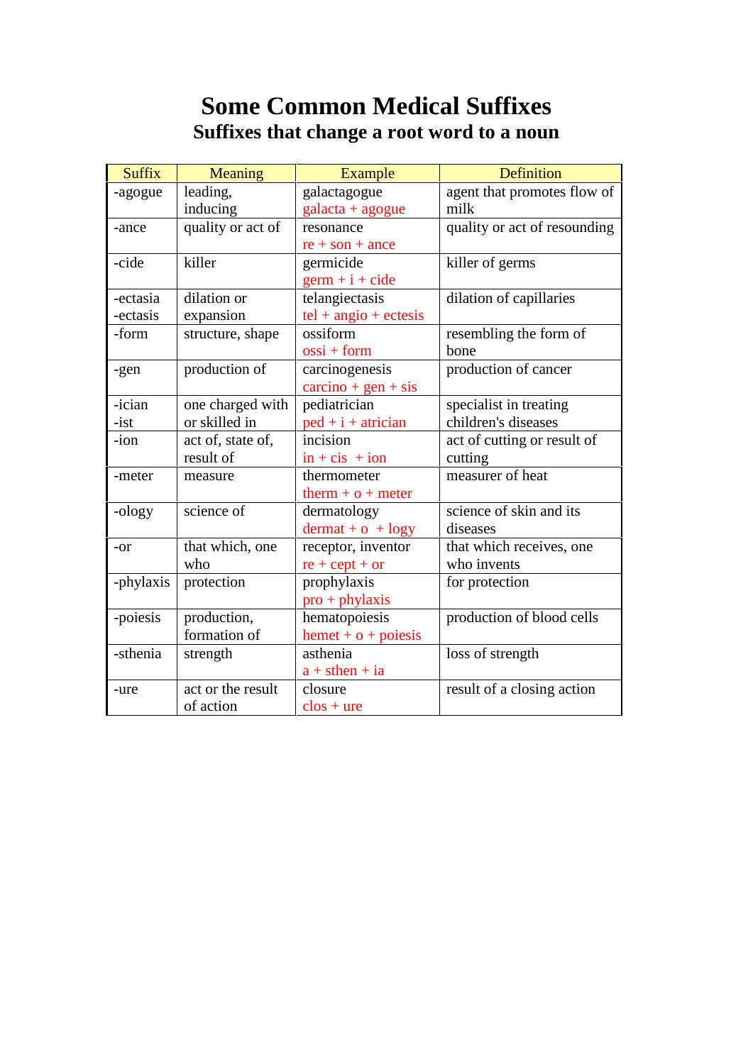# Some Common Medical Suffixes

## Suffixes that change a root word to a noun

| Suffix | Meaning | Example | Definition |
|---|---|---|---|
| -agogue | leading, inducing | galactagogue<br>galacta + agogue | agent that promotes flow of milk |
| -ance | quality or act of | resonance<br>re + son + ance | quality or act of resounding |
| -cide | killer | germicide<br>germ + i + cide | killer of germs |
| -ectasia<br>-ectasis | dilation or expansion | telangiectasis<br>tel + angio + ectesis | dilation of capillaries |
| -form | structure, shape | ossiform<br>ossi + form | resembling the form of bone |
| -gen | production of | carcinogenesis<br>carcino + gen + sis | production of cancer |
| -ician<br>-ist | one charged with or skilled in | pediatrician<br>ped + i + atrician | specialist in treating children's diseases |
| -ion | act of, state of, result of | incision<br>in + cis + ion | act of cutting or result of cutting |
| -meter | measure | thermometer<br>therm + o + meter | measurer of heat |
| -ology | science of | dermatology<br>dermat + o + logy | science of skin and its diseases |
| -or | that which, one who | receptor, inventor<br>re + cept + or | that which receives, one who invents |
| -phylaxis | protection | prophylaxis<br>pro + phylaxis | for protection |
| -poiesis | production, formation of | hematopoiesis<br>hemet + o + poiesis | production of blood cells |
| -sthenia | strength | asthenia<br>a + sthen + ia | loss of strength |
| -ure | act or the result of action | closure<br>clos + ure | result of a closing action |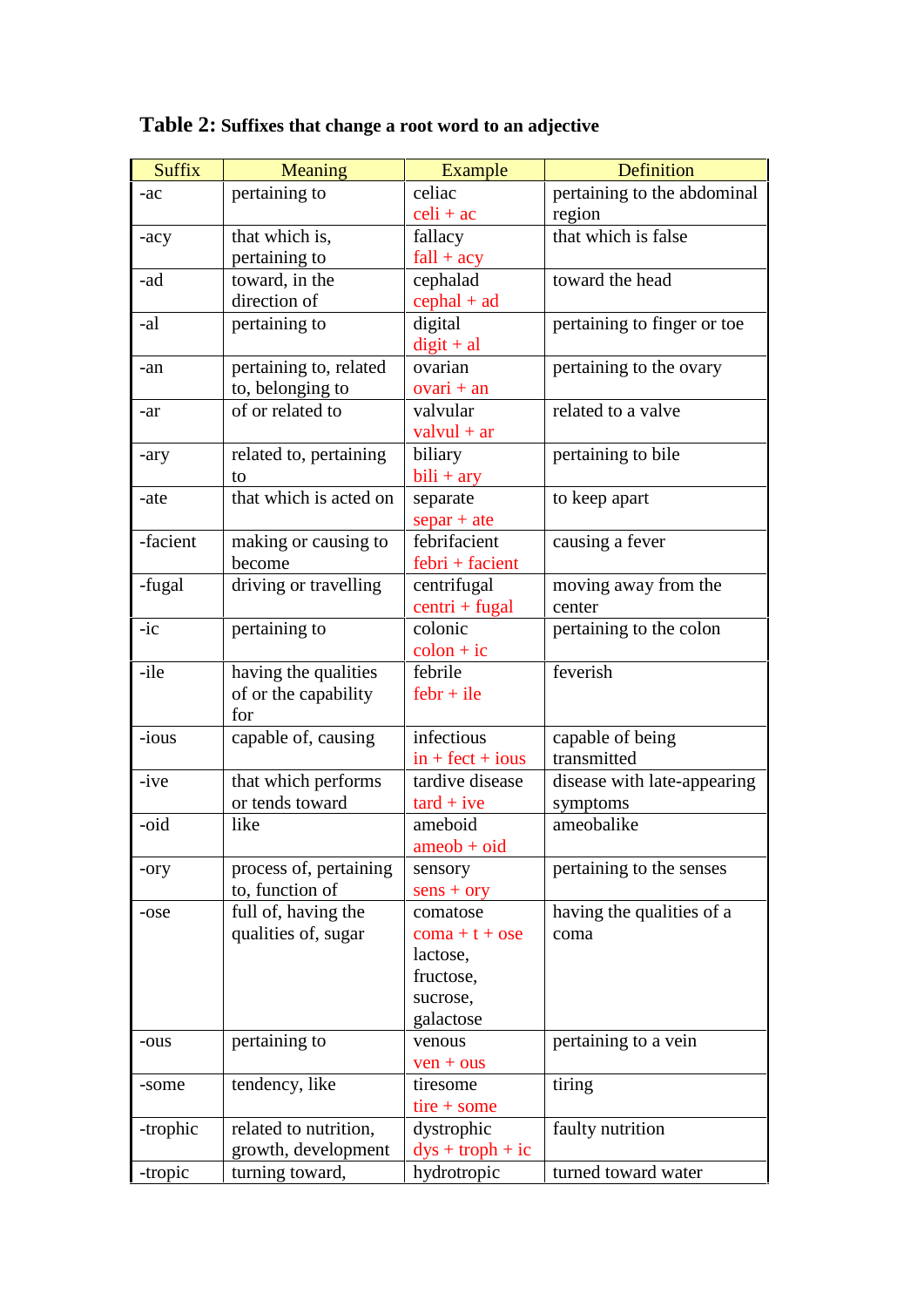**Table 2:** **Suffixes that change a root word to an adjective**

| Suffix | Meaning | Example | Definition |
|---|---|---|---|
| -ac | pertaining to | celiac<br>celi + ac | pertaining to the abdominal region |
| -acy | that which is, pertaining to | fallacy<br>fall + acy | that which is false |
| -ad | toward, in the direction of | cephalad<br>cephal + ad | toward the head |
| -al | pertaining to | digital<br>digit + al | pertaining to finger or toe |
| -an | pertaining to, related to, belonging to | ovarian<br>ovari + an | pertaining to the ovary |
| -ar | of or related to | valvular<br>valvul + ar | related to a valve |
| -ary | related to, pertaining to | biliary<br>bili + ary | pertaining to bile |
| -ate | that which is acted on | separate<br>separ + ate | to keep apart |
| -facient | making or causing to become | febrifacient<br>febri + facient | causing a fever |
| -fugal | driving or travelling | centrifugal<br>centri + fugal | moving away from the center |
| -ic | pertaining to | colonic<br>colon + ic | pertaining to the colon |
| -ile | having the qualities of or the capability for | febrile<br>febr + ile | feverish |
| -ious | capable of, causing | infectious<br>in + fect + ious | capable of being transmitted |
| -ive | that which performs or tends toward | tardive disease<br>tard + ive | disease with late-appearing symptoms |
| -oid | like | ameboid<br>ameob + oid | ameobalike |
| -ory | process of, pertaining to, function of | sensory<br>sens + ory | pertaining to the senses |
| -ose | full of, having the qualities of, sugar | comatose<br>coma + t + ose<br>lactose, fructose, sucrose, galactose | having the qualities of a coma |
| -ous | pertaining to | venous<br>ven + ous | pertaining to a vein |
| -some | tendency, like | tiresome<br>tire + some | tiring |
| -trophic | related to nutrition, growth, development | dystrophic<br>dys + troph + ic | faulty nutrition |
| -tropic | turning toward, | hydrotropic | turned toward water |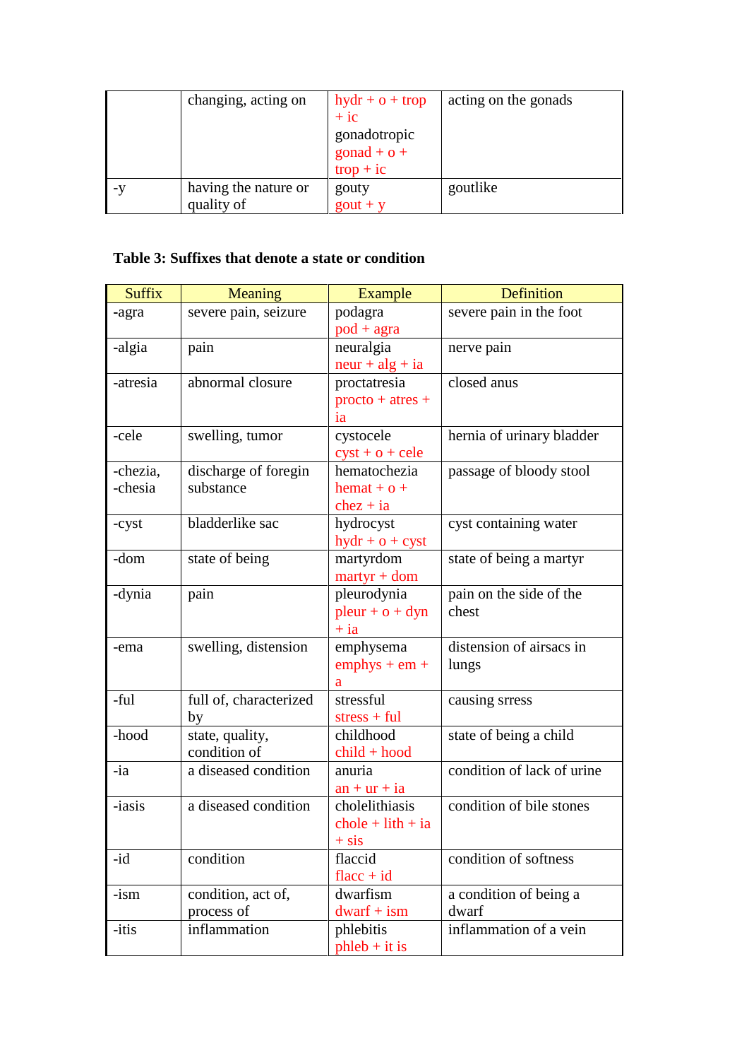|  | changing, acting on | hydr + o + trop + ic<br>gonadotropic<br>gonad + o + trop + ic | acting on the gonads |
|---|---|---|---|
| -y | having the nature or quality of | gouty<br>gout + y | goutlike |

**Table 3: Suffixes that denote a state or condition**

| Suffix | Meaning | Example | Definition |
|---|---|---|---|
| -agra | severe pain, seizure | podagra<br>pod + agra | severe pain in the foot |
| -algia | pain | neuralgia<br>neur + alg + ia | nerve pain |
| -atresia | abnormal closure | proctatresia<br>procto + atres + ia | closed anus |
| -cele | swelling, tumor | cystocele<br>cyst + o + cele | hernia of urinary bladder |
| -chezia, -chesia | discharge of foregin substance | hematochezia<br>hemat + o + chez + ia | passage of bloody stool |
| -cyst | bladderlike sac | hydrocyst<br>hydr + o + cyst | cyst containing water |
| -dom | state of being | martyrdom<br>martyr + dom | state of being a martyr |
| -dynia | pain | pleurodynia<br>pleur + o + dyn + ia | pain on the side of the chest |
| -ema | swelling, distension | emphysema<br>emphys + em + a | distension of airsacs in lungs |
| -ful | full of, characterized by | stressful<br>stress + ful | causing srress |
| -hood | state, quality, condition of | childhood<br>child + hood | state of being a child |
| -ia | a diseased condition | anuria<br>an + ur + ia | condition of lack of urine |
| -iasis | a diseased condition | cholelithiasis<br>chole + lith + ia + sis | condition of bile stones |
| -id | condition | flaccid<br>flacc + id | condition of softness |
| -ism | condition, act of, process of | dwarfism<br>dwarf + ism | a condition of being a dwarf |
| -itis | inflammation | phlebitis<br>phleb + it is | inflammation of a vein |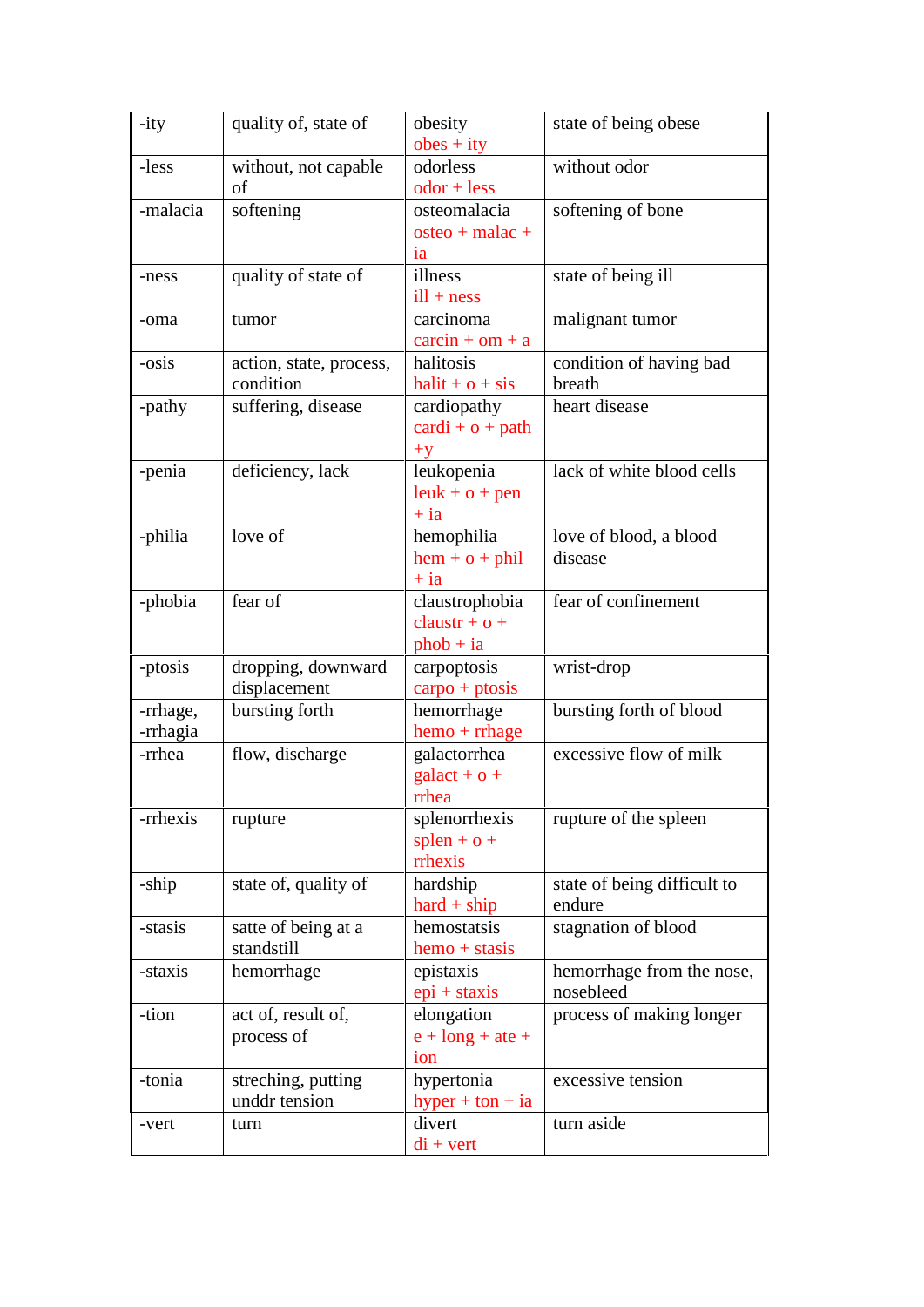| -ity | quality of, state of | obesity<br>obes + ity | state of being obese |
|---|---|---|---|
| -less | without, not capable of | odorless<br>odor + less | without odor |
| -malacia | softening | osteomalacia<br>osteo + malac + ia | softening of bone |
| -ness | quality of state of | illness<br>ill + ness | state of being ill |
| -oma | tumor | carcinoma<br>carcin + om + a | malignant tumor |
| -osis | action, state, process, condition | halitosis<br>halit + o + sis | condition of having bad breath |
| -pathy | suffering, disease | cardiopathy<br>cardi + o + path +y | heart disease |
| -penia | deficiency, lack | leukopenia<br>leuk + o + pen + ia | lack of white blood cells |
| -philia | love of | hemophilia<br>hem + o + phil + ia | love of blood, a blood disease |
| -phobia | fear of | claustrophobia<br>claustr + o + phob + ia | fear of confinement |
| -ptosis | dropping, downward displacement | carpoptosis<br>carpo + ptosis | wrist-drop |
| -rrhage, -rrhagia | bursting forth | hemorrhage<br>hemo + rrhage | bursting forth of blood |
| -rrhea | flow, discharge | galactorrhea<br>galact + o + rrhea | excessive flow of milk |
| -rrhexis | rupture | splenorrhexis<br>splen + o + rrhexis | rupture of the spleen |
| -ship | state of, quality of | hardship<br>hard + ship | state of being difficult to endure |
| -stasis | satte of being at a standstill | hemostatsis<br>hemo + stasis | stagnation of blood |
| -staxis | hemorrhage | epistaxis<br>epi + staxis | hemorrhage from the nose, nosebleed |
| -tion | act of, result of, process of | elongation<br>e + long + ate + ion | process of making longer |
| -tonia | streching, putting unddr tension | hypertonia<br>hyper + ton + ia | excessive tension |
| -vert | turn | divert<br>di + vert | turn aside |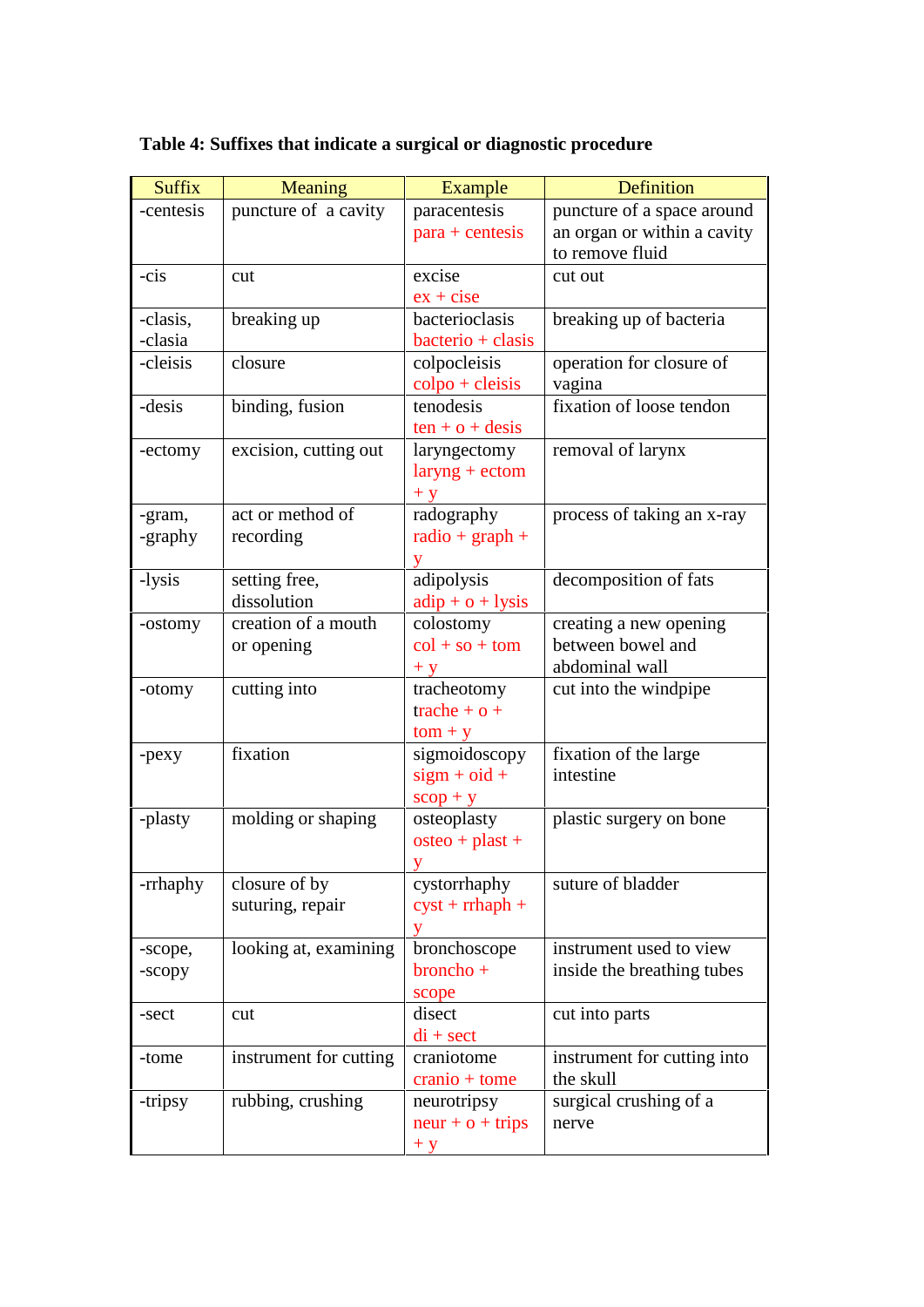**Table 4: Suffixes that indicate a surgical or diagnostic procedure**

| Suffix | Meaning | Example | Definition |
|---|---|---|---|
| -centesis | puncture of a cavity | paracentesis<br>para + centesis | puncture of a space around an organ or within a cavity to remove fluid |
| -cis | cut | excise<br>ex + cise | cut out |
| -clasis, -clasia | breaking up | bacterioclasis<br>bacterio + clasis | breaking up of bacteria |
| -cleisis | closure | colpocleisis<br>colpo + cleisis | operation for closure of vagina |
| -desis | binding, fusion | tenodesis<br>ten + o + desis | fixation of loose tendon |
| -ectomy | excision, cutting out | laryngectomy<br>laryng + ectom + y | removal of larynx |
| -gram, -graphy | act or method of recording | radography<br>radio + graph + y | process of taking an x-ray |
| -lysis | setting free, dissolution | adipolysis<br>adip + o + lysis | decomposition of fats |
| -ostomy | creation of a mouth or opening | colostomy<br>col + so + tom + y | creating a new opening between bowel and abdominal wall |
| -otomy | cutting into | tracheotomy<br>trache + o + tom + y | cut into the windpipe |
| -pexy | fixation | sigmoidoscopy<br>sigm + oid + scop + y | fixation of the large intestine |
| -plasty | molding or shaping | osteoplasty<br>osteo + plast + y | plastic surgery on bone |
| -rrhaphy | closure of by suturing, repair | cystorrhaphy<br>cyst + rrhaph + y | suture of bladder |
| -scope, -scopy | looking at, examining | bronchoscope<br>broncho + scope | instrument used to view inside the breathing tubes |
| -sect | cut | disect<br>di + sect | cut into parts |
| -tome | instrument for cutting | craniotome<br>cranio + tome | instrument for cutting into the skull |
| -tripsy | rubbing, crushing | neurotripsy<br>neur + o + trips + y | surgical crushing of a nerve |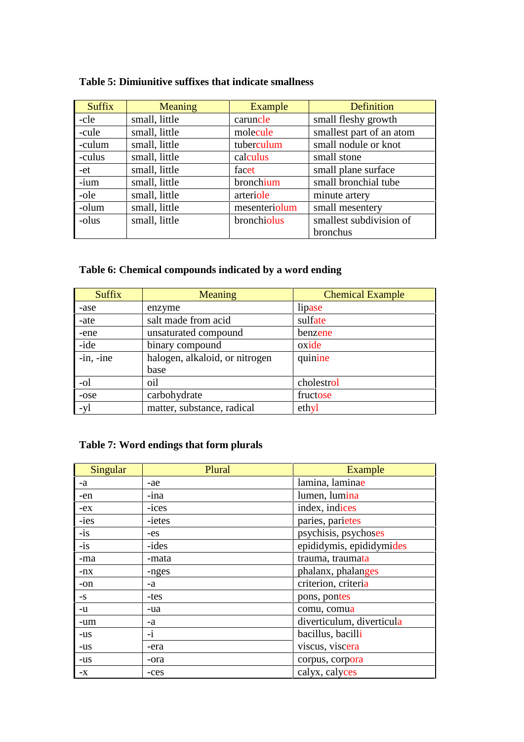**Table 5: Dimiunitive suffixes that indicate smallness**

| Suffix | Meaning | Example | Definition |
|---|---|---|---|
| -cle | small, little | caruncle | small fleshy growth |
| -cule | small, little | molecule | smallest part of an atom |
| -culum | small, little | tuberculum | small nodule or knot |
| -culus | small, little | calculus | small stone |
| -et | small, little | facet | small plane surface |
| -ium | small, little | bronchium | small bronchial tube |
| -ole | small, little | arteriole | minute artery |
| -olum | small, little | mesenteriolum | small mesentery |
| -olus | small, little | bronchiolus | smallest subdivision of bronchus |

**Table 6: Chemical compounds indicated by a word ending**

| Suffix | Meaning | Chemical Example |
|---|---|---|
| -ase | enzyme | lipase |
| -ate | salt made from acid | sulfate |
| -ene | unsaturated compound | benzene |
| -ide | binary compound | oxide |
| -in, -ine | halogen, alkaloid, or nitrogen base | quinine |
| -ol | oil | cholestrol |
| -ose | carbohydrate | fructose |
| -yl | matter, substance, radical | ethyl |

**Table 7: Word endings that form plurals**

| Singular | Plural | Example |
|---|---|---|
| -a | -ae | lamina, laminae |
| -en | -ina | lumen, lumina |
| -ex | -ices | index, indices |
| -ies | -ietes | paries, parietes |
| -is | -es | psychisis, psychoses |
| -is | -ides | epididymis, epididymides |
| -ma | -mata | trauma, traumata |
| -nx | -nges | phalanx, phalanges |
| -on | -a | criterion, criteria |
| -s | -tes | pons, pontes |
| -u | -ua | comu, comua |
| -um | -a | diverticulum, diverticula |
| -us | -i | bacillus, bacilli |
| -us | -era | viscus, viscera |
| -us | -ora | corpus, corpora |
| -x | -ces | calyx, calyces |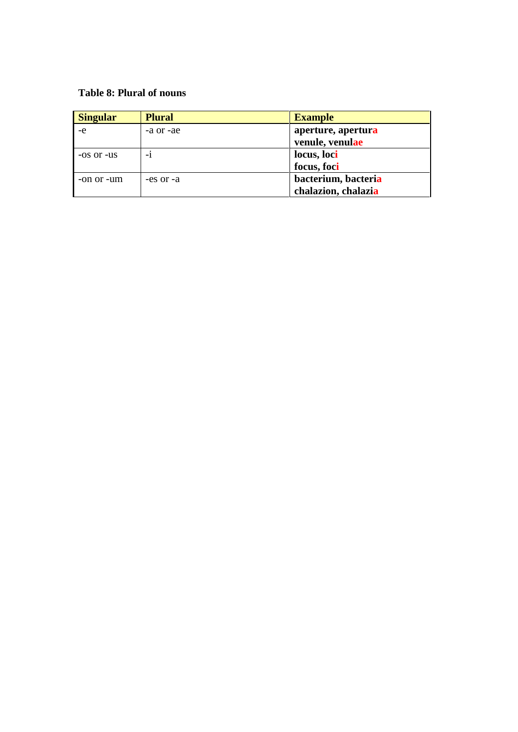**Table 8: Plural of nouns**

| Singular | Plural | Example |
|---|---|---|
| -e | -a or -ae | **aperture, apertura**<br>**venule, venulae** |
| -os or -us | -i | **locus, loci**<br>**focus, foci** |
| -on or -um | -es or -a | **bacterium, bacteria**<br>**chalazion, chalazia** |